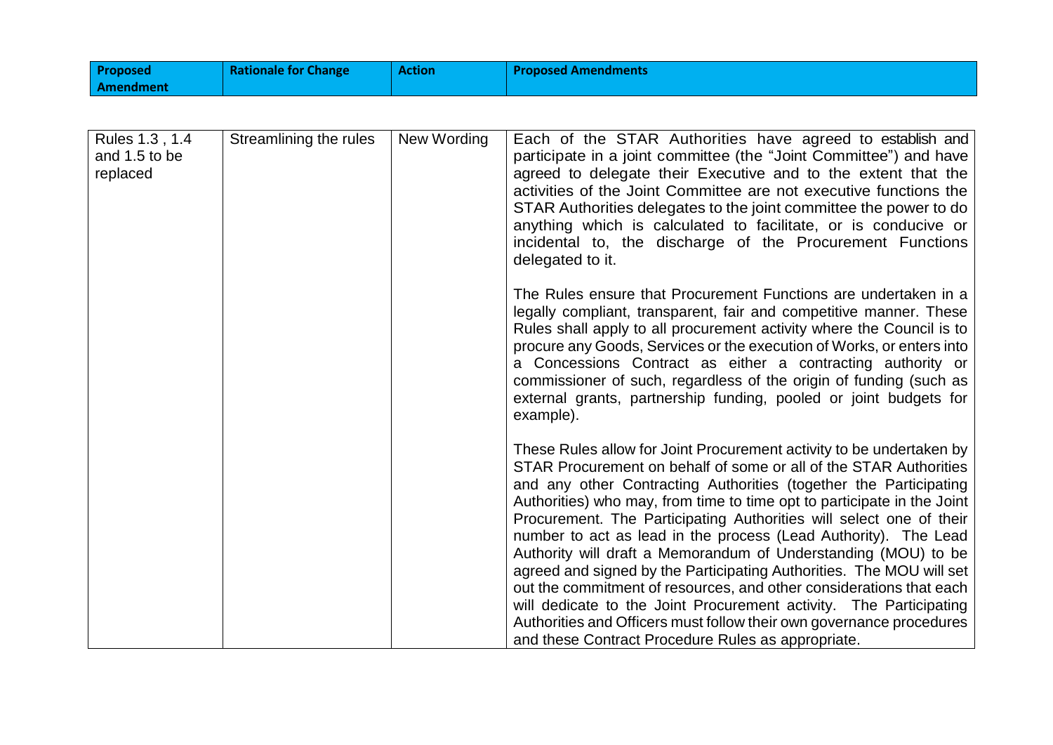| Proposed Amendment | Rationale for Change | Action | Proposed Amendments |
|---|---|---|---|
| Rules 1.3 , 1.4 and 1.5 to be replaced | Streamlining the rules | New Wording | Each of the STAR Authorities have agreed to establish and participate in a joint committee (the "Joint Committee") and have agreed to delegate their Executive and to the extent that the activities of the Joint Committee are not executive functions the STAR Authorities delegates to the joint committee the power to do anything which is calculated to facilitate, or is conducive or incidental to, the discharge of the Procurement Functions delegated to it.<br><br>The Rules ensure that Procurement Functions are undertaken in a legally compliant, transparent, fair and competitive manner. These Rules shall apply to all procurement activity where the Council is to procure any Goods, Services or the execution of Works, or enters into a Concessions Contract as either a contracting authority or commissioner of such, regardless of the origin of funding (such as external grants, partnership funding, pooled or joint budgets for example).<br><br>These Rules allow for Joint Procurement activity to be undertaken by STAR Procurement on behalf of some or all of the STAR Authorities and any other Contracting Authorities (together the Participating Authorities) who may, from time to time opt to participate in the Joint Procurement. The Participating Authorities will select one of their number to act as lead in the process (Lead Authority). The Lead Authority will draft a Memorandum of Understanding (MOU) to be agreed and signed by the Participating Authorities. The MOU will set out the commitment of resources, and other considerations that each will dedicate to the Joint Procurement activity. The Participating Authorities and Officers must follow their own governance procedures and these Contract Procedure Rules as appropriate. |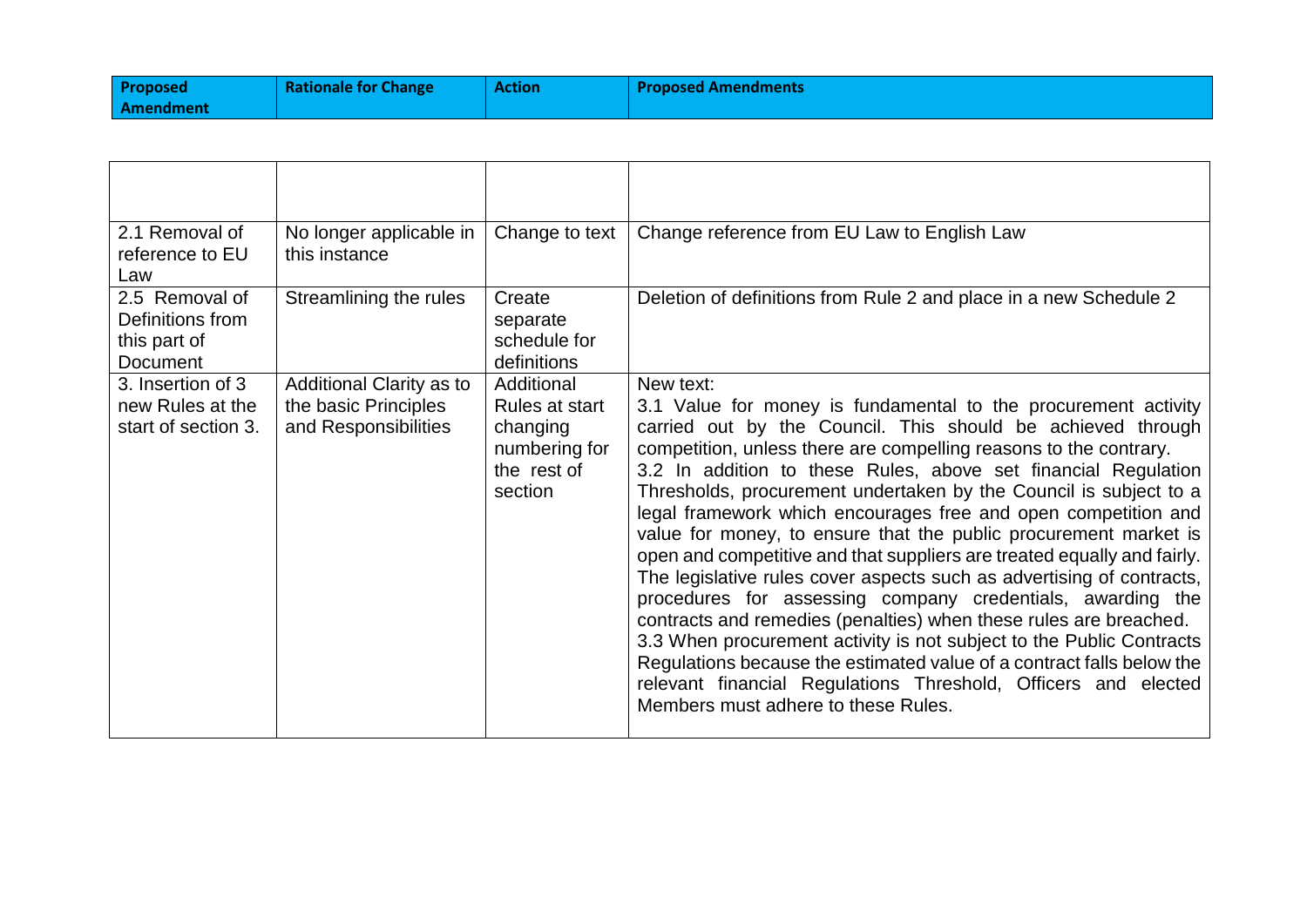| Proposed Amendment | Rationale for Change | Action | Proposed Amendments |
|---|---|---|---|
| | | | |
| 2.1 Removal of reference to EU Law | No longer applicable in this instance | Change to text | Change reference from EU Law to English Law |
| 2.5 Removal of Definitions from this part of Document | Streamlining the rules | Create separate schedule for definitions | Deletion of definitions from Rule 2 and place in a new Schedule 2 |
| 3. Insertion of 3 new Rules at the start of section 3. | Additional Clarity as to the basic Principles and Responsibilities | Additional Rules at start changing numbering for the rest of section | New text:<br>3.1 Value for money is fundamental to the procurement activity carried out by the Council. This should be achieved through competition, unless there are compelling reasons to the contrary.<br>3.2 In addition to these Rules, above set financial Regulation Thresholds, procurement undertaken by the Council is subject to a legal framework which encourages free and open competition and value for money, to ensure that the public procurement market is open and competitive and that suppliers are treated equally and fairly. The legislative rules cover aspects such as advertising of contracts, procedures for assessing company credentials, awarding the contracts and remedies (penalties) when these rules are breached.<br>3.3 When procurement activity is not subject to the Public Contracts Regulations because the estimated value of a contract falls below the relevant financial Regulations Threshold, Officers and elected Members must adhere to these Rules. |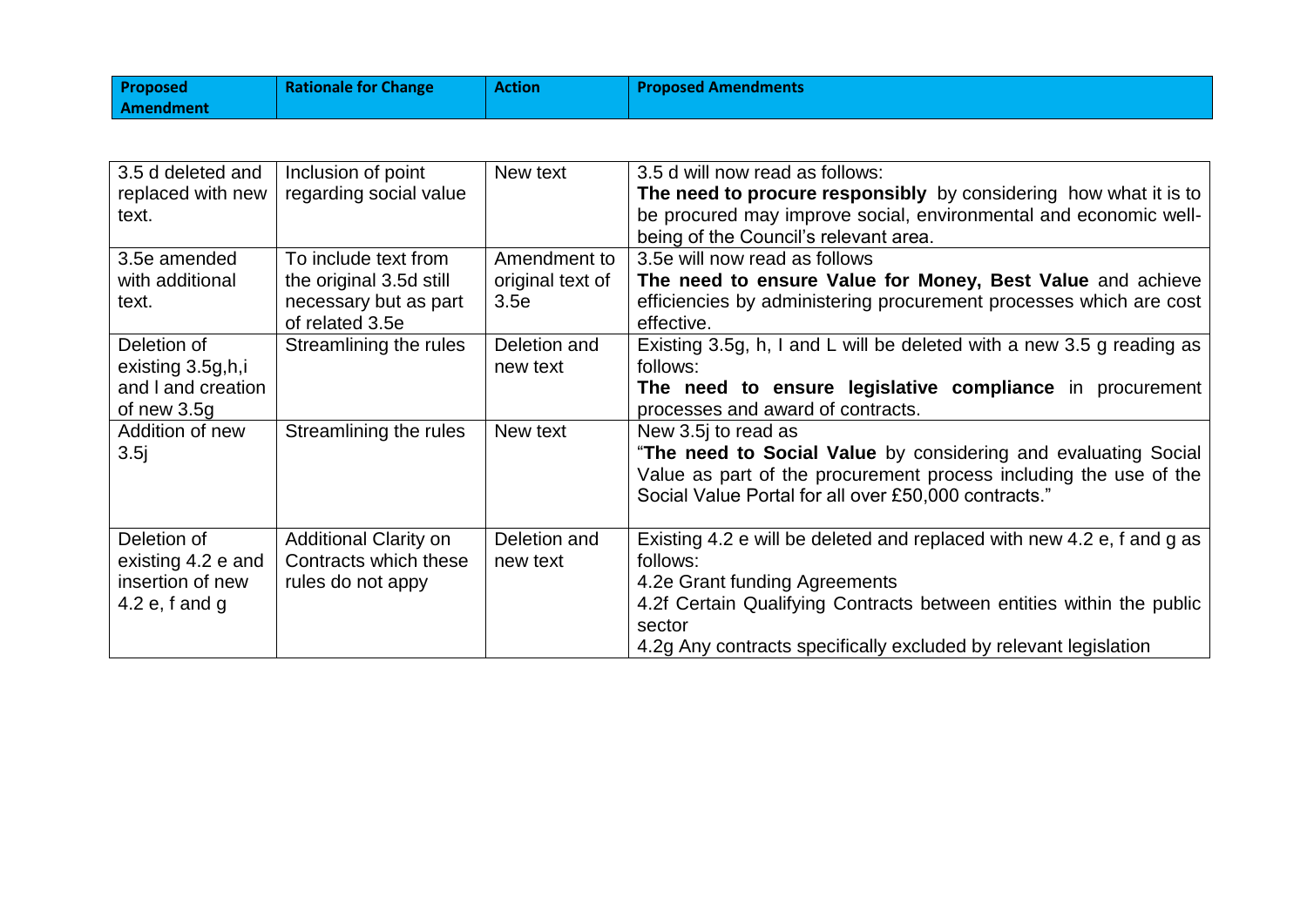| Proposed Amendment | Rationale for Change | Action | Proposed Amendments |
|---|---|---|---|
| 3.5 d deleted and replaced with new text. | Inclusion of point regarding social value | New text | 3.5 d will now read as follows:<br>**The need to procure responsibly** by considering how what it is to be procured may improve social, environmental and economic well-being of the Council's relevant area. |
| 3.5e amended with additional text. | To include text from the original 3.5d still necessary but as part of related 3.5e | Amendment to original text of 3.5e | 3.5e will now read as follows<br>**The need to ensure Value for Money, Best Value** and achieve efficiencies by administering procurement processes which are cost effective. |
| Deletion of existing 3.5g,h,i and l and creation of new 3.5g | Streamlining the rules | Deletion and new text | Existing 3.5g, h, I and L will be deleted with a new 3.5 g reading as follows:<br>**The need to ensure legislative compliance** in procurement processes and award of contracts. |
| Addition of new 3.5j | Streamlining the rules | New text | New 3.5j to read as<br>"**The need to Social Value** by considering and evaluating Social Value as part of the procurement process including the use of the Social Value Portal for all over £50,000 contracts." |
| Deletion of existing 4.2 e and insertion of new 4.2 e, f and g | Additional Clarity on Contracts which these rules do not appy | Deletion and new text | Existing 4.2 e will be deleted and replaced with new 4.2 e, f and g as follows:<br>4.2e Grant funding Agreements<br>4.2f Certain Qualifying Contracts between entities within the public sector<br>4.2g Any contracts specifically excluded by relevant legislation |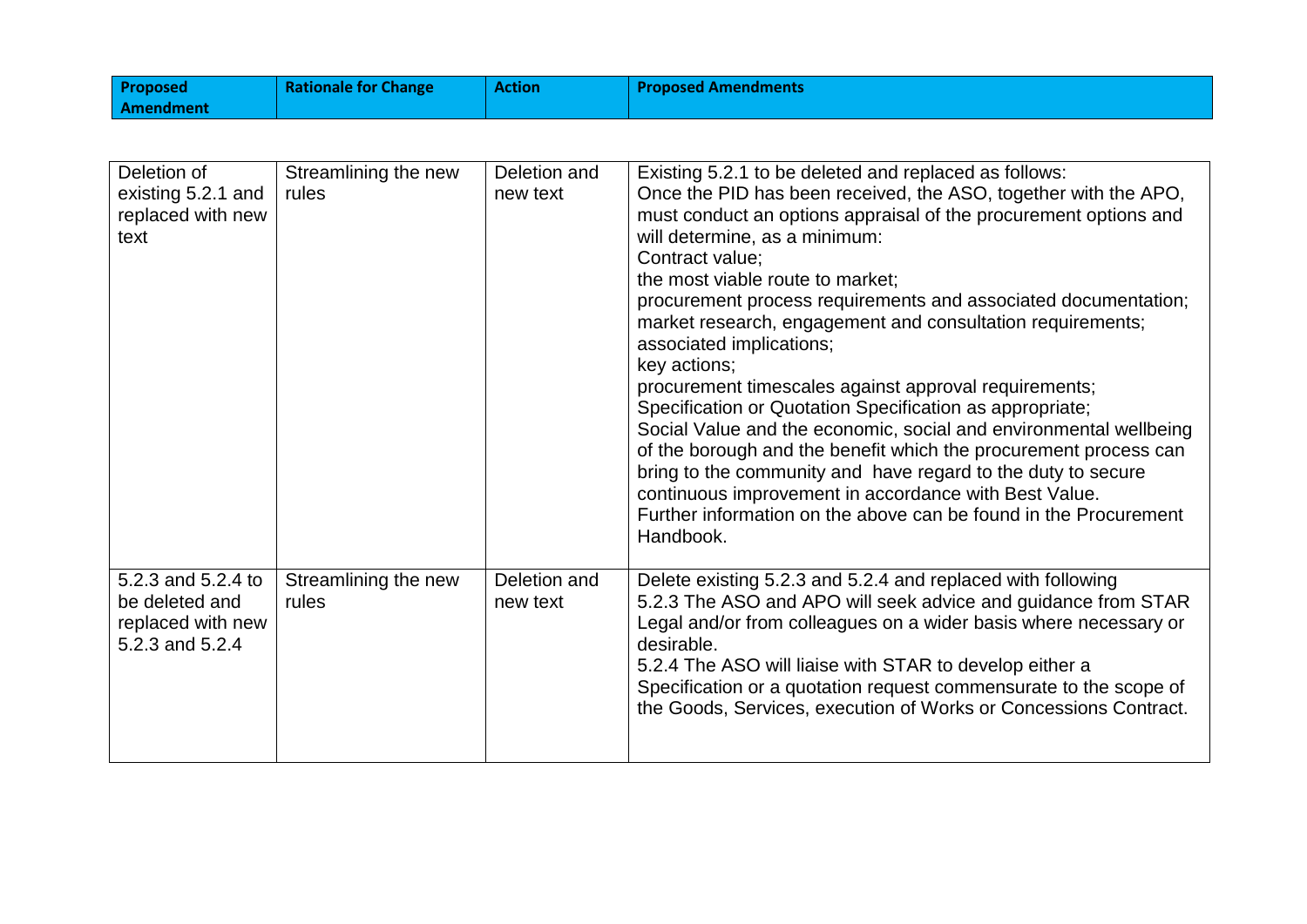| Proposed Amendment | Rationale for Change | Action | Proposed Amendments |
|---|---|---|---|
| Deletion of existing 5.2.1 and replaced with new text | Streamlining the new rules | Deletion and new text | Existing 5.2.1 to be deleted and replaced as follows:<br>Once the PID has been received, the ASO, together with the APO, must conduct an options appraisal of the procurement options and will determine, as a minimum:<br>Contract value;<br>the most viable route to market;<br>procurement process requirements and associated documentation;<br>market research, engagement and consultation requirements;<br>associated implications;<br>key actions;<br>procurement timescales against approval requirements;<br>Specification or Quotation Specification as appropriate;<br>Social Value and the economic, social and environmental wellbeing of the borough and the benefit which the procurement process can bring to the community and have regard to the duty to secure continuous improvement in accordance with Best Value.<br>Further information on the above can be found in the Procurement Handbook. |
| 5.2.3 and 5.2.4 to be deleted and replaced with new 5.2.3 and 5.2.4 | Streamlining the new rules | Deletion and new text | Delete existing 5.2.3 and 5.2.4 and replaced with following<br>5.2.3 The ASO and APO will seek advice and guidance from STAR Legal and/or from colleagues on a wider basis where necessary or desirable.<br>5.2.4 The ASO will liaise with STAR to develop either a Specification or a quotation request commensurate to the scope of the Goods, Services, execution of Works or Concessions Contract. |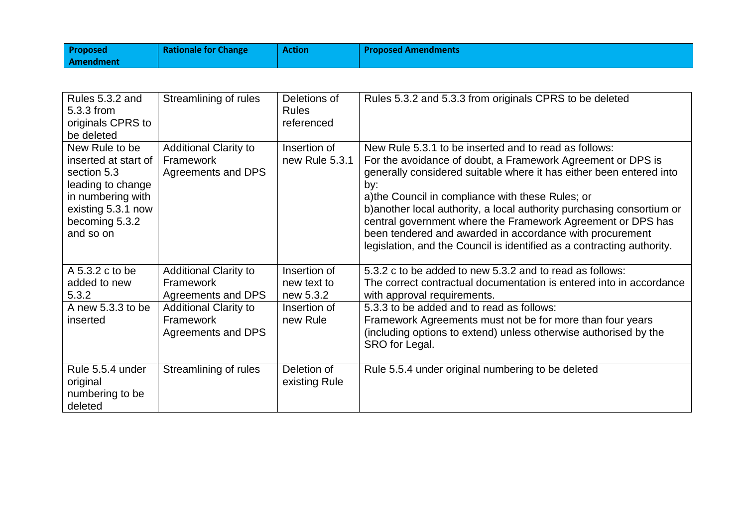| Proposed Amendment | Rationale for Change | Action | Proposed Amendments |
|---|---|---|---|
| Rules 5.3.2 and 5.3.3 from originals CPRS to be deleted | Streamlining of rules | Deletions of Rules referenced | Rules 5.3.2 and 5.3.3 from originals CPRS to be deleted |
| New Rule to be inserted at start of section 5.3 leading to change in numbering with existing 5.3.1 now becoming 5.3.2 and so on | Additional Clarity to Framework Agreements and DPS | Insertion of new Rule 5.3.1 | New Rule 5.3.1 to be inserted and to read as follows:<br>For the avoidance of doubt, a Framework Agreement or DPS is generally considered suitable where it has either been entered into by:<br>a)the Council in compliance with these Rules; or<br>b)another local authority, a local authority purchasing consortium or central government where the Framework Agreement or DPS has been tendered and awarded in accordance with procurement legislation, and the Council is identified as a contracting authority. |
| A 5.3.2 c to be added to new 5.3.2 | Additional Clarity to Framework Agreements and DPS | Insertion of new text to new 5.3.2 | 5.3.2 c to be added to new 5.3.2 and to read as follows:<br>The correct contractual documentation is entered into in accordance with approval requirements. |
| A new 5.3.3 to be inserted | Additional Clarity to Framework Agreements and DPS | Insertion of new Rule | 5.3.3 to be added and to read as follows:<br>Framework Agreements must not be for more than four years (including options to extend) unless otherwise authorised by the SRO for Legal. |
| Rule 5.5.4 under original numbering to be deleted | Streamlining of rules | Deletion of existing Rule | Rule 5.5.4 under original numbering to be deleted |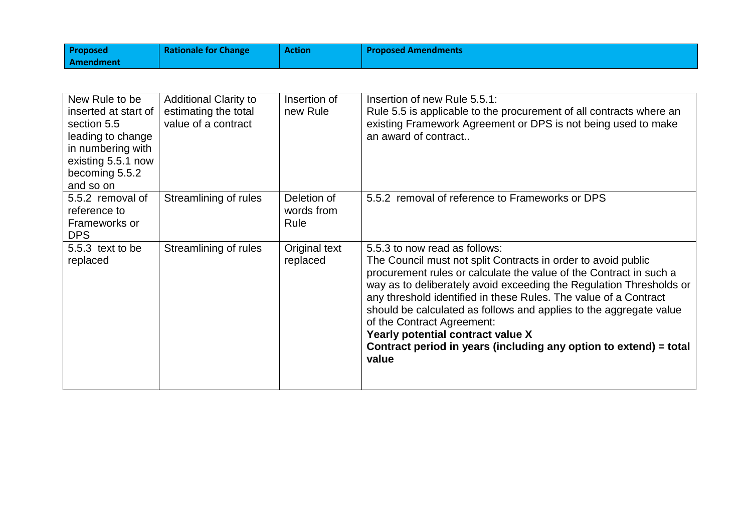| Proposed Amendment | Rationale for Change | Action | Proposed Amendments |
|---|---|---|---|
| New Rule to be inserted at start of section 5.5 leading to change in numbering with existing 5.5.1 now becoming 5.5.2 and so on | Additional Clarity to estimating the total value of a contract | Insertion of new Rule | Insertion of new Rule 5.5.1: Rule 5.5 is applicable to the procurement of all contracts where an existing Framework Agreement or DPS is not being used to make an award of contract.. |
| 5.5.2 removal of reference to Frameworks or DPS | Streamlining of rules | Deletion of words from Rule | 5.5.2 removal of reference to Frameworks or DPS |
| 5.5.3 text to be replaced | Streamlining of rules | Original text replaced | 5.5.3 to now read as follows: The Council must not split Contracts in order to avoid public procurement rules or calculate the value of the Contract in such a way as to deliberately avoid exceeding the Regulation Thresholds or any threshold identified in these Rules. The value of a Contract should be calculated as follows and applies to the aggregate value of the Contract Agreement: **Yearly potential contract value X Contract period in years (including any option to extend) = total value** |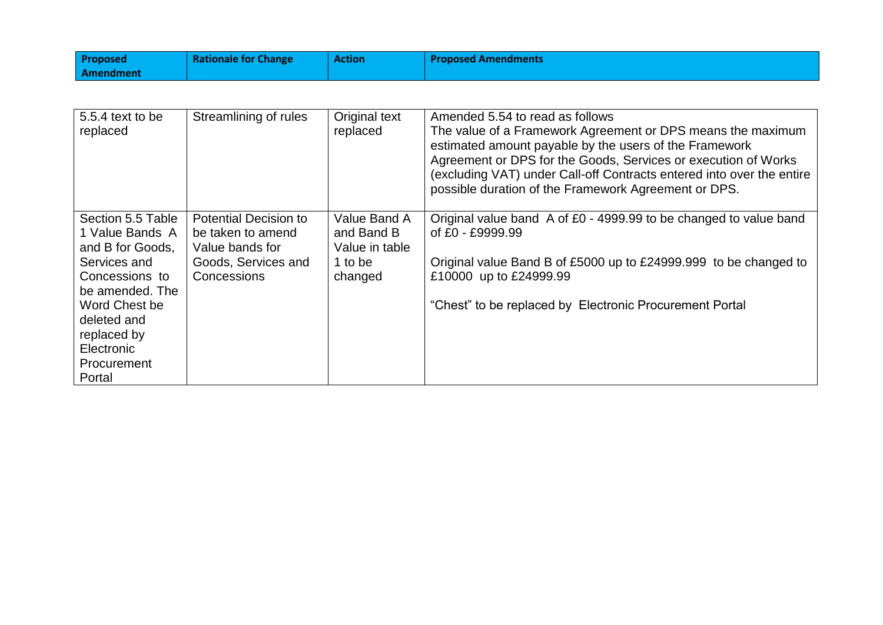| Proposed Amendment | Rationale for Change | Action | Proposed Amendments |
|---|---|---|---|
| 5.5.4 text to be replaced | Streamlining of rules | Original text replaced | Amended 5.54 to read as follows<br>The value of a Framework Agreement or DPS means the maximum estimated amount payable by the users of the Framework Agreement or DPS for the Goods, Services or execution of Works (excluding VAT) under Call-off Contracts entered into over the entire possible duration of the Framework Agreement or DPS. |
| Section 5.5 Table 1 Value Bands A and B for Goods, Services and Concessions to be amended. The Word Chest be deleted and replaced by Electronic Procurement Portal | Potential Decision to be taken to amend Value bands for Goods, Services and Concessions | Value Band A and Band B Value in table 1 to be changed | Original value band A of £0 - 4999.99 to be changed to value band of £0 - £9999.99<br><br>Original value Band B of £5000 up to £24999.999 to be changed to £10000 up to £24999.99<br><br>"Chest" to be replaced by Electronic Procurement Portal |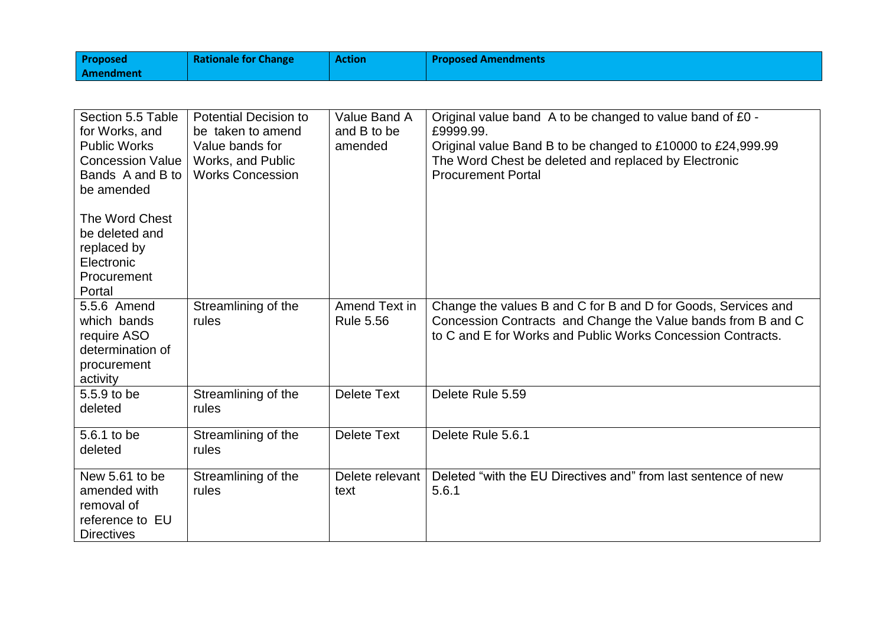| Proposed Amendment | Rationale for Change | Action | Proposed Amendments |
|---|---|---|---|
| Section 5.5 Table for Works, and Public Works Concession Value Bands A and B to be amended<br><br>The Word Chest be deleted and replaced by Electronic Procurement Portal | Potential Decision to be taken to amend Value bands for Works, and Public Works Concession | Value Band A and B to be amended | Original value band A to be changed to value band of £0 - £9999.99.<br>Original value Band B to be changed to £10000 to £24,999.99<br>The Word Chest be deleted and replaced by Electronic Procurement Portal |
| 5.5.6 Amend which bands require ASO determination of procurement activity | Streamlining of the rules | Amend Text in Rule 5.56 | Change the values B and C for B and D for Goods, Services and Concession Contracts and Change the Value bands from B and C to C and E for Works and Public Works Concession Contracts. |
| 5.5.9 to be deleted | Streamlining of the rules | Delete Text | Delete Rule 5.59 |
| 5.6.1 to be deleted | Streamlining of the rules | Delete Text | Delete Rule 5.6.1 |
| New 5.61 to be amended with removal of reference to EU Directives | Streamlining of the rules | Delete relevant text | Deleted "with the EU Directives and" from last sentence of new 5.6.1 |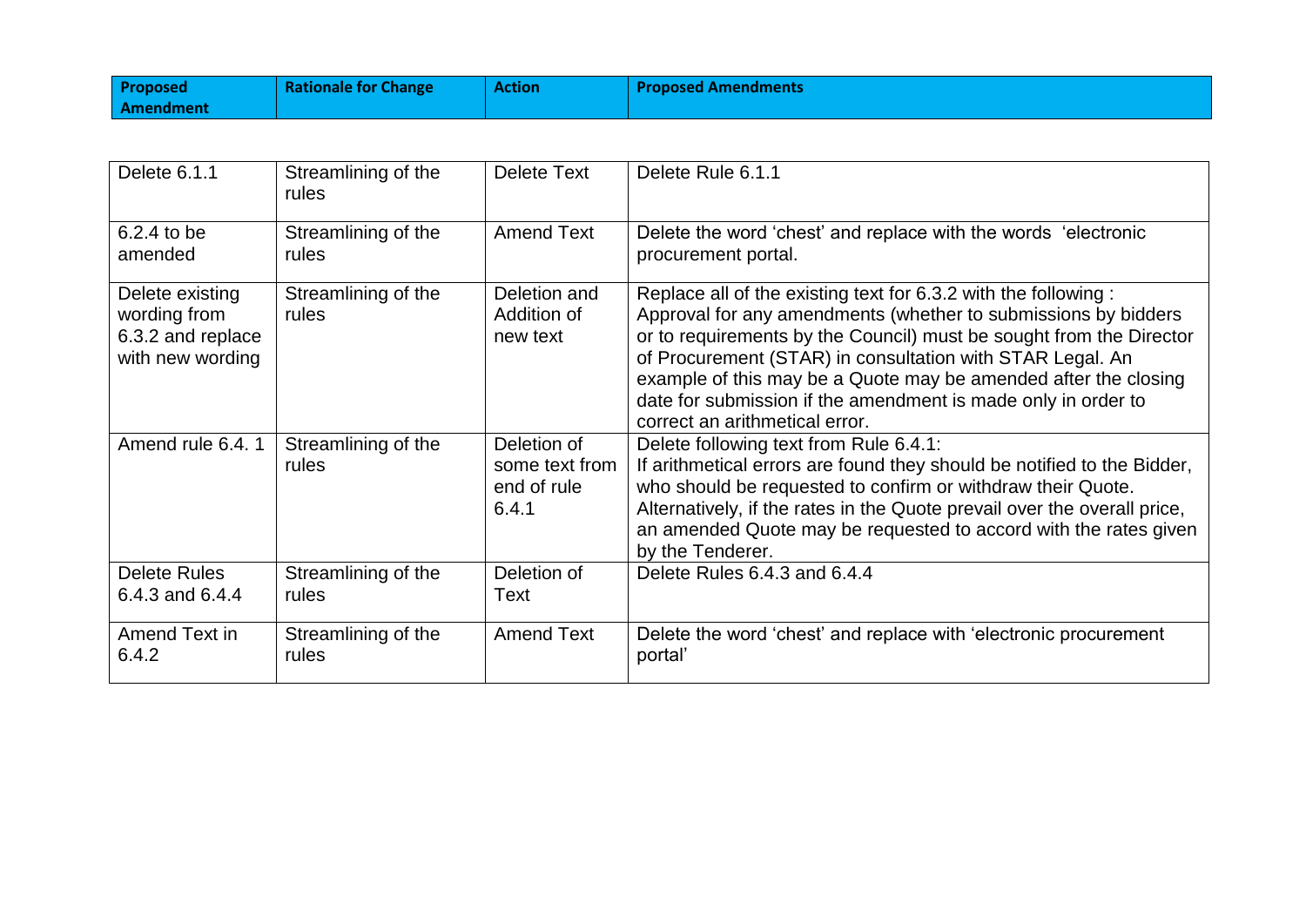| Proposed Amendment | Rationale for Change | Action | Proposed Amendments |
|---|---|---|---|
| Delete 6.1.1 | Streamlining of the rules | Delete Text | Delete Rule 6.1.1 |
| 6.2.4 to be amended | Streamlining of the rules | Amend Text | Delete the word 'chest' and replace with the words 'electronic procurement portal. |
| Delete existing wording from 6.3.2 and replace with new wording | Streamlining of the rules | Deletion and Addition of new text | Replace all of the existing text for 6.3.2 with the following : Approval for any amendments (whether to submissions by bidders or to requirements by the Council) must be sought from the Director of Procurement (STAR) in consultation with STAR Legal. An example of this may be a Quote may be amended after the closing date for submission if the amendment is made only in order to correct an arithmetical error. |
| Amend rule 6.4. 1 | Streamlining of the rules | Deletion of some text from end of rule 6.4.1 | Delete following text from Rule 6.4.1: If arithmetical errors are found they should be notified to the Bidder, who should be requested to confirm or withdraw their Quote. Alternatively, if the rates in the Quote prevail over the overall price, an amended Quote may be requested to accord with the rates given by the Tenderer. |
| Delete Rules 6.4.3 and 6.4.4 | Streamlining of the rules | Deletion of Text | Delete Rules 6.4.3 and 6.4.4 |
| Amend Text in 6.4.2 | Streamlining of the rules | Amend Text | Delete the word 'chest' and replace with 'electronic procurement portal' |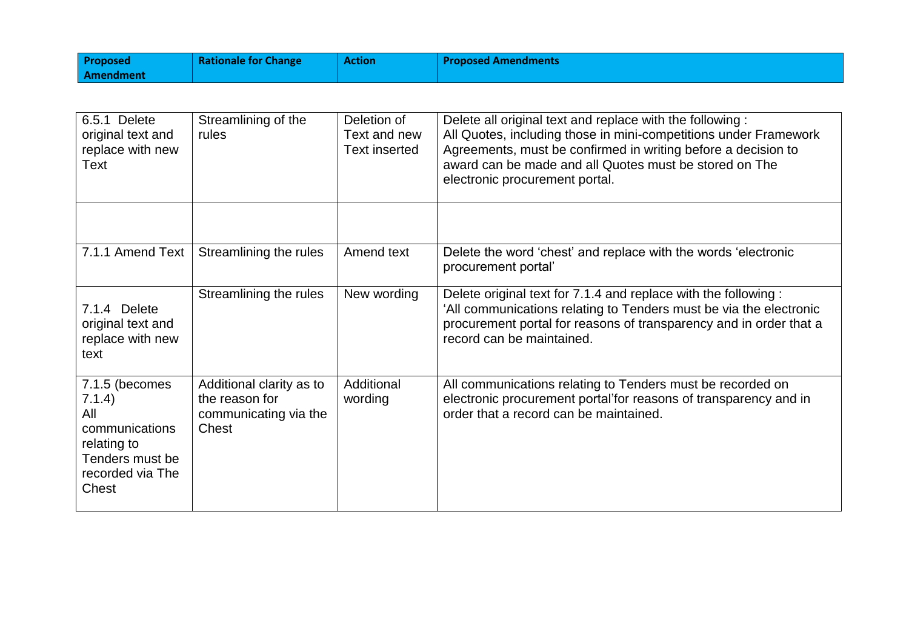| Proposed Amendment | Rationale for Change | Action | Proposed Amendments |
|---|---|---|---|
| 6.5.1 Delete original text and replace with new Text | Streamlining of the rules | Deletion of Text and new Text inserted | Delete all original text and replace with the following : All Quotes, including those in mini-competitions under Framework Agreements, must be confirmed in writing before a decision to award can be made and all Quotes must be stored on The electronic procurement portal. |
| | | | |
| 7.1.1 Amend Text | Streamlining the rules | Amend text | Delete the word 'chest' and replace with the words 'electronic procurement portal' |
| 7.1.4 Delete original text and replace with new text | Streamlining the rules | New wording | Delete original text for 7.1.4 and replace with the following : 'All communications relating to Tenders must be via the electronic procurement portal for reasons of transparency and in order that a record can be maintained. |
| 7.1.5 (becomes 7.1.4) All communications relating to Tenders must be recorded via The Chest | Additional clarity as to the reason for communicating via the Chest | Additional wording | All communications relating to Tenders must be recorded on electronic procurement portal'for reasons of transparency and in order that a record can be maintained. |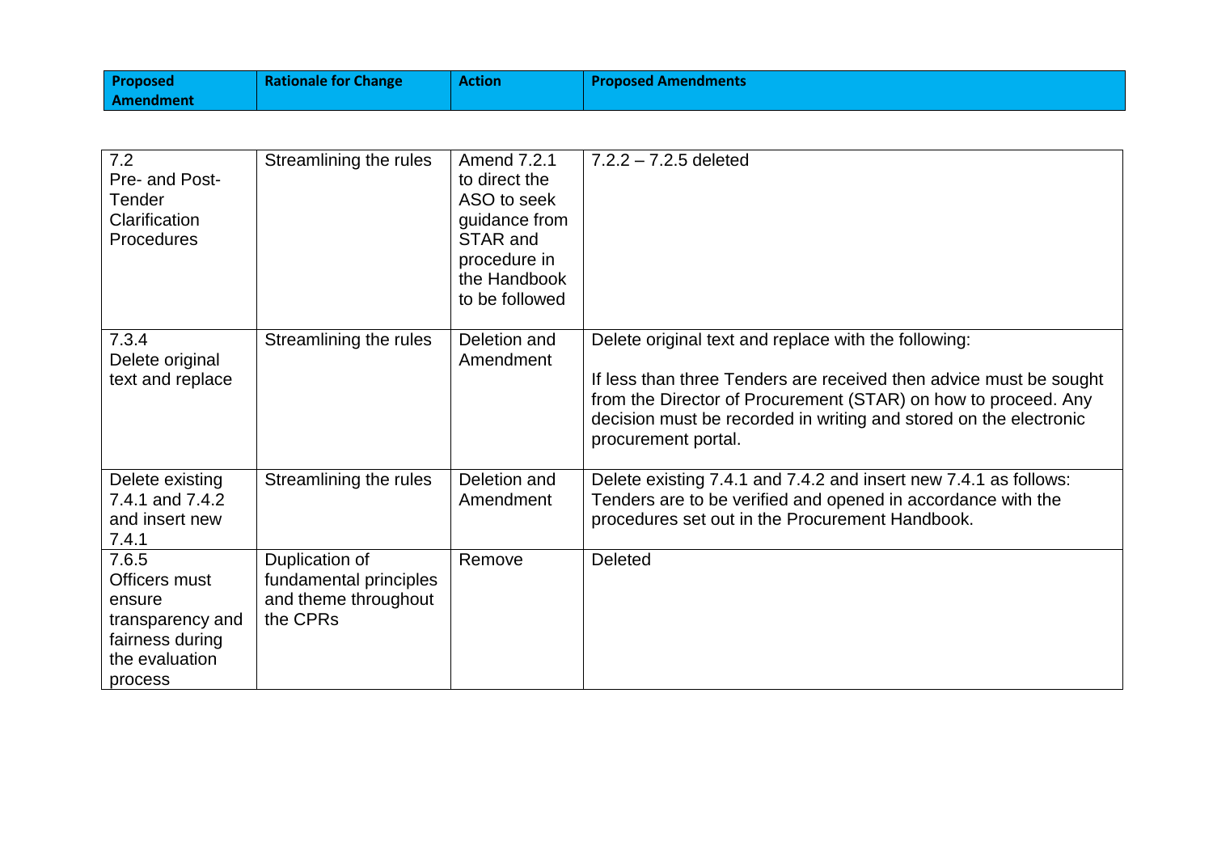| Proposed Amendment | Rationale for Change | Action | Proposed Amendments |
| --- | --- | --- | --- |
| 7.2 Pre- and Post-Tender Clarification Procedures | Streamlining the rules | Amend 7.2.1 to direct the ASO to seek guidance from STAR and procedure in the Handbook to be followed | 7.2.2 – 7.2.5 deleted |
| 7.3.4 Delete original text and replace | Streamlining the rules | Deletion and Amendment | Delete original text and replace with the following:<br><br>If less than three Tenders are received then advice must be sought from the Director of Procurement (STAR) on how to proceed. Any decision must be recorded in writing and stored on the electronic procurement portal. |
| Delete existing 7.4.1 and 7.4.2 and insert new 7.4.1 | Streamlining the rules | Deletion and Amendment | Delete existing 7.4.1 and 7.4.2 and insert new 7.4.1 as follows: Tenders are to be verified and opened in accordance with the procedures set out in the Procurement Handbook. |
| 7.6.5 Officers must ensure transparency and fairness during the evaluation process | Duplication of fundamental principles and theme throughout the CPRs | Remove | Deleted |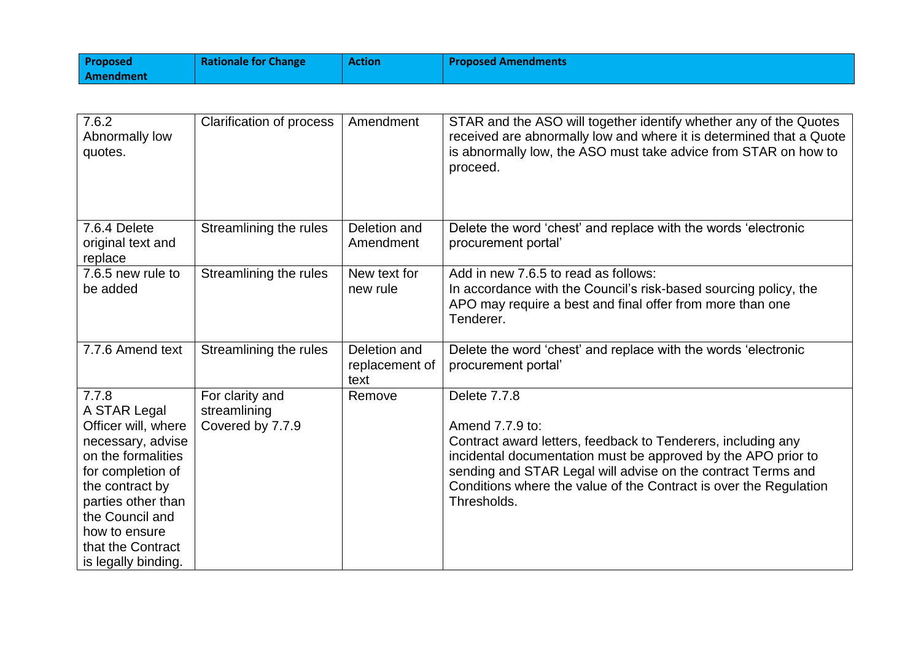| Proposed Amendment | Rationale for Change | Action | Proposed Amendments |
|---|---|---|---|
| 7.6.2 Abnormally low quotes. | Clarification of process | Amendment | STAR and the ASO will together identify whether any of the Quotes received are abnormally low and where it is determined that a Quote is abnormally low, the ASO must take advice from STAR on how to proceed. |
| 7.6.4 Delete original text and replace | Streamlining the rules | Deletion and Amendment | Delete the word 'chest' and replace with the words 'electronic procurement portal' |
| 7.6.5 new rule to be added | Streamlining the rules | New text for new rule | Add in new 7.6.5 to read as follows:<br>In accordance with the Council's risk-based sourcing policy, the APO may require a best and final offer from more than one Tenderer. |
| 7.7.6 Amend text | Streamlining the rules | Deletion and replacement of text | Delete the word 'chest' and replace with the words 'electronic procurement portal' |
| 7.7.8<br>A STAR Legal Officer will, where necessary, advise on the formalities for completion of the contract by parties other than the Council and how to ensure that the Contract is legally binding. | For clarity and streamlining<br>Covered by 7.7.9 | Remove | Delete 7.7.8<br><br>Amend 7.7.9 to:<br>Contract award letters, feedback to Tenderers, including any incidental documentation must be approved by the APO prior to sending and STAR Legal will advise on the contract Terms and Conditions where the value of the Contract is over the Regulation Thresholds. |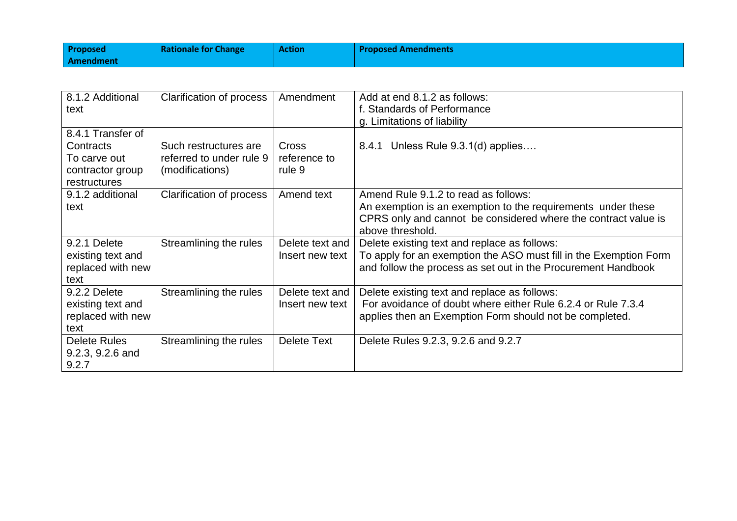| Proposed Amendment | Rationale for Change | Action | Proposed Amendments |
|---|---|---|---|
| 8.1.2 Additional text | Clarification of process | Amendment | Add at end 8.1.2 as follows:<br>f. Standards of Performance<br>g. Limitations of liability |
| 8.4.1 Transfer of Contracts<br>To carve out contractor group restructures | Such restructures are referred to under rule 9 (modifications) | Cross reference to rule 9 | 8.4.1 Unless Rule 9.3.1(d) applies…. |
| 9.1.2 additional text | Clarification of process | Amend text | Amend Rule 9.1.2 to read as follows:<br>An exemption is an exemption to the requirements under these CPRS only and cannot be considered where the contract value is above threshold. |
| 9.2.1 Delete existing text and replaced with new text | Streamlining the rules | Delete text and Insert new text | Delete existing text and replace as follows:<br>To apply for an exemption the ASO must fill in the Exemption Form and follow the process as set out in the Procurement Handbook |
| 9.2.2 Delete existing text and replaced with new text | Streamlining the rules | Delete text and Insert new text | Delete existing text and replace as follows:<br>For avoidance of doubt where either Rule 6.2.4 or Rule 7.3.4 applies then an Exemption Form should not be completed. |
| Delete Rules 9.2.3, 9.2.6 and 9.2.7 | Streamlining the rules | Delete Text | Delete Rules 9.2.3, 9.2.6 and 9.2.7 |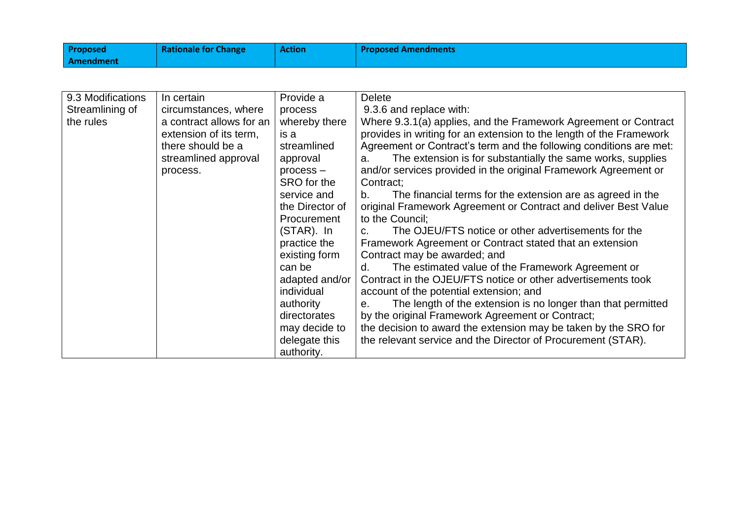| Proposed Amendment | Rationale for Change | Action | Proposed Amendments |
| --- | --- | --- | --- |
| 9.3 Modifications Streamlining of the rules | In certain circumstances, where a contract allows for an extension of its term, there should be a streamlined approval process. | Provide a process whereby there is a streamlined approval process – SRO for the service and the Director of Procurement (STAR). In practice the existing form can be adapted and/or individual authority directorates may decide to delegate this authority. | Delete<br>9.3.6 and replace with:<br>Where 9.3.1(a) applies, and the Framework Agreement or Contract provides in writing for an extension to the length of the Framework Agreement or Contract's term and the following conditions are met:<br>a. The extension is for substantially the same works, supplies and/or services provided in the original Framework Agreement or Contract;<br>b. The financial terms for the extension are as agreed in the original Framework Agreement or Contract and deliver Best Value to the Council;<br>c. The OJEU/FTS notice or other advertisements for the Framework Agreement or Contract stated that an extension Contract may be awarded; and<br>d. The estimated value of the Framework Agreement or Contract in the OJEU/FTS notice or other advertisements took account of the potential extension; and<br>e. The length of the extension is no longer than that permitted by the original Framework Agreement or Contract;<br>the decision to award the extension may be taken by the SRO for the relevant service and the Director of Procurement (STAR). |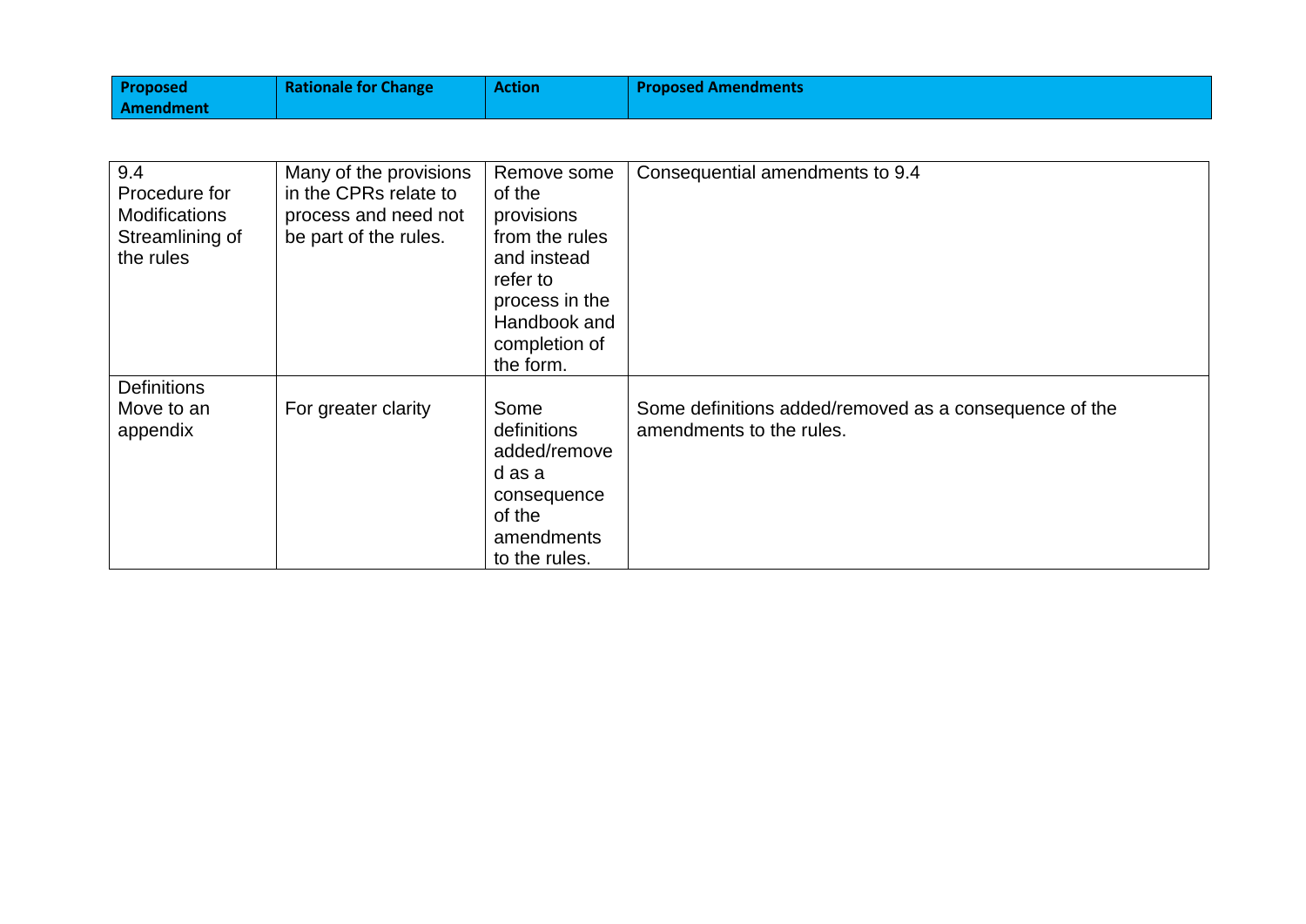| Proposed Amendment | Rationale for Change | Action | Proposed Amendments |
|---|---|---|---|
| 9.4 Procedure for Modifications Streamlining of the rules | Many of the provisions in the CPRs relate to process and need not be part of the rules. | Remove some of the provisions from the rules and instead refer to process in the Handbook and completion of the form. | Consequential amendments to 9.4 |
| Definitions Move to an appendix | For greater clarity | Some definitions added/removed as a consequence of the amendments to the rules. | Some definitions added/removed as a consequence of the amendments to the rules. |